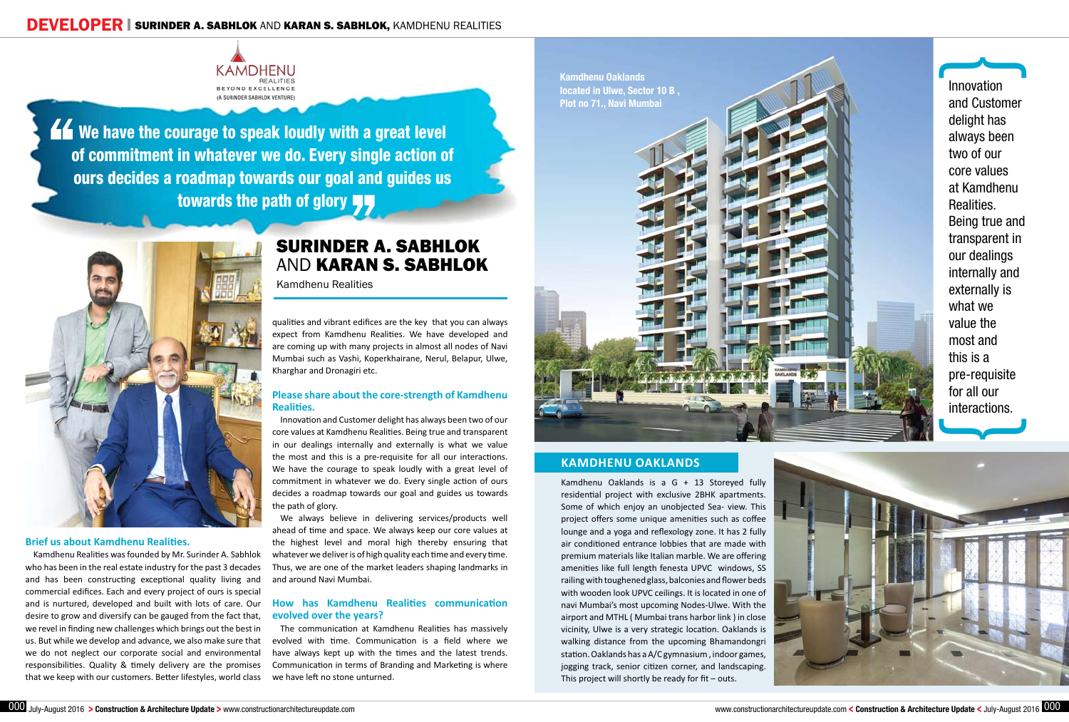# SURINDER A. SABHLOK AND KARAN S. SABHLOK

Kamdhenu Realities

> **We have the courage to speak loudly with a great level of commitment in whatever we do. Every single action of ours decides a roadmap towards our goal and guides us towards the path of glory**

### Brief us about Kamdhenu Realities.

Kamdhenu Realities was founded by Mr. Surinder A. Sabhlok who has been in the real estate industry for the past 3 decades and has been constructing exceptional quality living and commercial edifices. Each and every project of ours is special and is nurtured, developed and built with lots of care. Our desire to grow and diversify can be gauged from the fact that, we revel in finding new challenges which brings out the best in us. But while we develop and advance, we also make sure that we do not neglect our corporate social and environmental responsibilities. Quality & timely delivery are the promises that we keep with our customers. Better lifestyles, world class qualities and vibrant edifices are the key that you can always expect from Kamdhenu Realities. We have developed and are coming up with many projects in almost all nodes of Navi Mumbai such as Vashi, Koperkhairane, Nerul, Belapur, Ulwe, Kharghar and Dronagiri etc.

### Please share about the core-strength of Kamdhenu Realities.

Innovation and Customer delight has always been two of our core values at Kamdhenu Realities. Being true and transparent in our dealings internally and externally is what we value the most and this is a pre-requisite for all our interactions. We have the courage to speak loudly with a great level of commitment in whatever we do. Every single action of ours decides a roadmap towards our goal and guides us towards the path of glory.

We always believe in delivering services/products well ahead of time and space. We always keep our core values at the highest level and moral high thereby ensuring that whatever we deliver is of high quality each time and every time. Thus, we are one of the market leaders shaping landmarks in and around Navi Mumbai.

### How has Kamdhenu Realities communication evolved over the years?

The communication at Kamdhenu Realities has massively evolved with time. Communication is a field where we have always kept up with the times and the latest trends. Communication in terms of Branding and Marketing is where we have left no stone unturned.

**Kamdhenu Oaklands located in Ulwe, Sector 10 B , Plot no 71., Navi Mumbai**

> Innovation and Customer delight has always been two of our core values at Kamdhenu Realities. Being true and transparent in our dealings internally and externally is what we value the most and this is a pre-requisite for all our interactions.

## KAMDHENU OAKLANDS

Kamdhenu Oaklands is a G + 13 Storeyed fully residential project with exclusive 2BHK apartments. Some of which enjoy an unobjected Sea- view. This project offers some unique amenities such as coffee lounge and a yoga and reflexology zone. It has 2 fully air conditioned entrance lobbies that are made with premium materials like Italian marble. We are offering amenities like full length fenesta UPVC windows, SS railing with toughened glass, balconies and flower beds with wooden look UPVC ceilings. It is located in one of navi Mumbai's most upcoming Nodes-Ulwe. With the airport and MTHL ( Mumbai trans harbor link ) in close vicinity, Ulwe is a very strategic location. Oaklands is walking distance from the upcoming Bhamandongri station. Oaklands has a A/C gymnasium , indoor games, jogging track, senior citizen corner, and landscaping. This project will shortly be ready for fit – outs.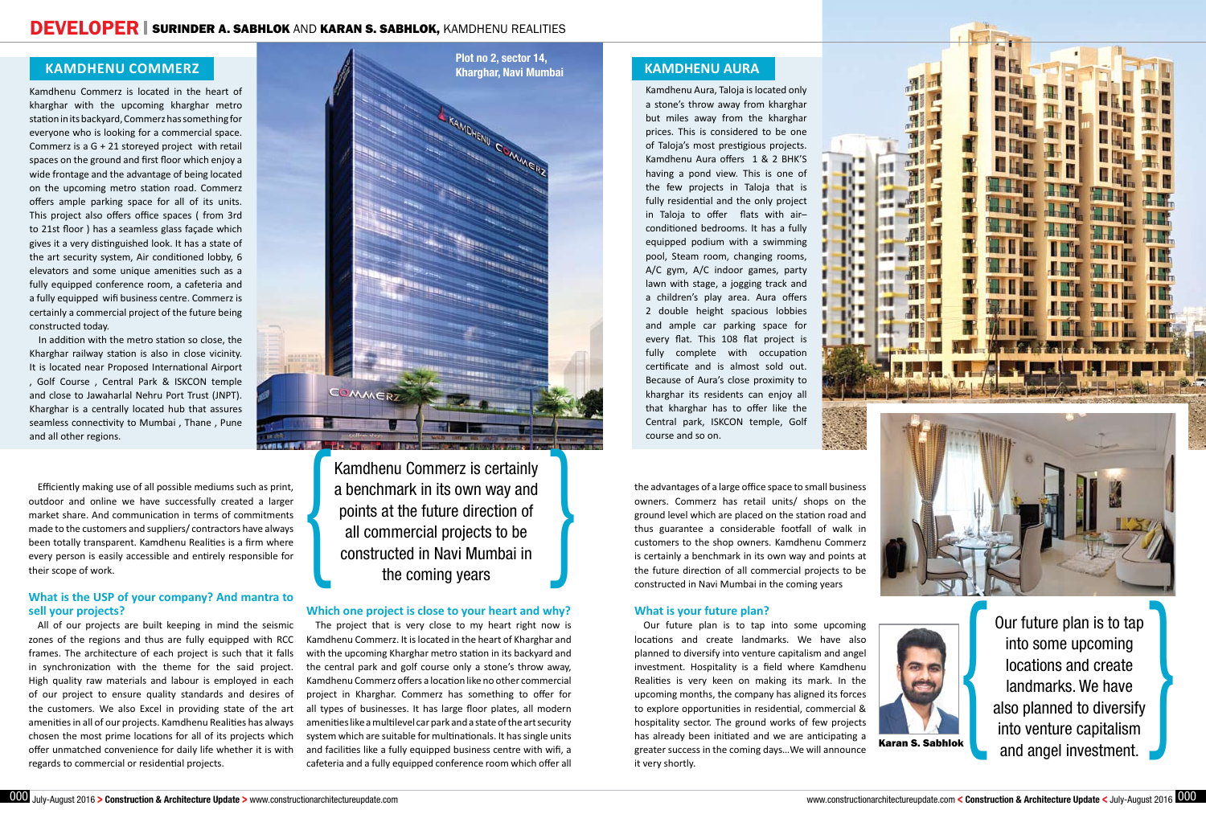# DEVELOPER | SURINDER A. SABHLOK AND KARAN S. SABHLOK, KAMDHENU REALITIES

## KAMDHENU COMMERZ

Kamdhenu Commerz is located in the heart of kharghar with the upcoming kharghar metro station in its backyard, Commerz has something for everyone who is looking for a commercial space. Commerz is a G + 21 storeyed project with retail spaces on the ground and first floor which enjoy a wide frontage and the advantage of being located on the upcoming metro station road. Commerz offers ample parking space for all of its units. This project also offers office spaces ( from 3rd to 21st floor ) has a seamless glass façade which gives it a very distinguished look. It has a state of the art security system, Air conditioned lobby, 6 elevators and some unique amenities such as a fully equipped conference room, a cafeteria and a fully equipped wifi business centre. Commerz is certainly a commercial project of the future being constructed today.

In addition with the metro station so close, the Kharghar railway station is also in close vicinity. It is located near Proposed International Airport , Golf Course , Central Park & ISKCON temple and close to Jawaharlal Nehru Port Trust (JNPT). Kharghar is a centrally located hub that assures seamless connectivity to Mumbai , Thane , Pune and all other regions.

Plot no 2, sector 14, Kharghar, Navi Mumbai

## KAMDHENU AURA

Kamdhenu Aura, Taloja is located only a stone's throw away from kharghar but miles away from the kharghar prices. This is considered to be one of Taloja's most prestigious projects. Kamdhenu Aura offers 1 & 2 BHK'S having a pond view. This is one of the few projects in Taloja that is fully residential and the only project in Taloja to offer flats with air–conditioned bedrooms. It has a fully equipped podium with a swimming pool, Steam room, changing rooms, A/C gym, A/C indoor games, party lawn with stage, a jogging track and a children's play area. Aura offers 2 double height spacious lobbies and ample car parking space for every flat. This 108 flat project is fully complete with occupation certificate and is almost sold out. Because of Aura's close proximity to kharghar its residents can enjoy all that kharghar has to offer like the Central park, ISKCON temple, Golf course and so on.

Efficiently making use of all possible mediums such as print, outdoor and online we have successfully created a larger market share. And communication in terms of commitments made to the customers and suppliers/ contractors have always been totally transparent. Kamdhenu Realities is a firm where every person is easily accessible and entirely responsible for their scope of work.

### What is the USP of your company? And mantra to sell your projects?

All of our projects are built keeping in mind the seismic zones of the regions and thus are fully equipped with RCC frames. The architecture of each project is such that it falls in synchronization with the theme for the said project. High quality raw materials and labour is employed in each of our project to ensure quality standards and desires of the customers. We also Excel in providing state of the art amenities in all of our projects. Kamdhenu Realities has always chosen the most prime locations for all of its projects which offer unmatched convenience for daily life whether it is with regards to commercial or residential projects.

> Kamdhenu Commerz is certainly a benchmark in its own way and points at the future direction of all commercial projects to be constructed in Navi Mumbai in the coming years

### Which one project is close to your heart and why?

The project that is very close to my heart right now is Kamdhenu Commerz. It is located in the heart of Kharghar and with the upcoming Kharghar metro station in its backyard and the central park and golf course only a stone's throw away, Kamdhenu Commerz offers a location like no other commercial project in Kharghar. Commerz has something to offer for all types of businesses. It has large floor plates, all modern amenities like a multilevel car park and a state of the art security system which are suitable for multinationals. It has single units and facilities like a fully equipped business centre with wifi, a cafeteria and a fully equipped conference room which offer all the advantages of a large office space to small business owners. Commerz has retail units/ shops on the ground level which are placed on the station road and thus guarantee a considerable footfall of walk in customers to the shop owners. Kamdhenu Commerz is certainly a benchmark in its own way and points at the future direction of all commercial projects to be constructed in Navi Mumbai in the coming years

### What is your future plan?

Our future plan is to tap into some upcoming locations and create landmarks. We have also planned to diversify into venture capitalism and angel investment. Hospitality is a field where Kamdhenu Realities is very keen on making its mark. In the upcoming months, the company has aligned its forces to explore opportunities in residential, commercial & hospitality sector. The ground works of few projects has already been initiated and we are anticipating a greater success in the coming days...We will announce it very shortly.

Karan S. Sabhlok

> Our future plan is to tap into some upcoming locations and create landmarks. We have also planned to diversify into venture capitalism and angel investment.